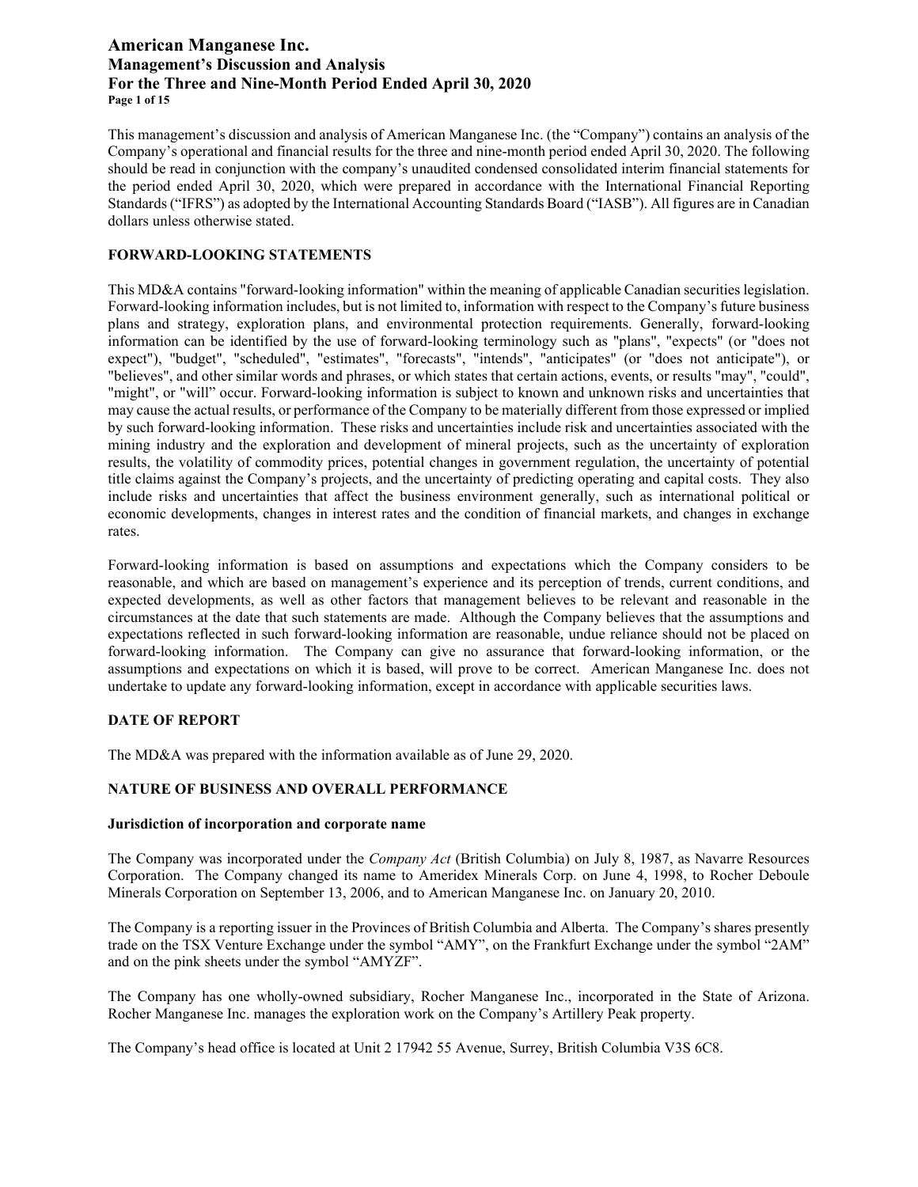This management's discussion and analysis of American Manganese Inc. (the "Company") contains an analysis of the Company's operational and financial results for the three and nine-month period ended April 30, 2020. The following should be read in conjunction with the company's unaudited condensed consolidated interim financial statements for the period ended April 30, 2020, which were prepared in accordance with the International Financial Reporting Standards ("IFRS") as adopted by the International Accounting Standards Board ("IASB"). All figures are in Canadian dollars unless otherwise stated.

## FORWARD-LOOKING STATEMENTS

This MD&A contains "forward-looking information" within the meaning of applicable Canadian securities legislation. Forward-looking information includes, but is not limited to, information with respect to the Company's future business plans and strategy, exploration plans, and environmental protection requirements. Generally, forward-looking information can be identified by the use of forward-looking terminology such as "plans", "expects" (or "does not expect"), "budget", "scheduled", "estimates", "forecasts", "intends", "anticipates" (or "does not anticipate"), or "believes", and other similar words and phrases, or which states that certain actions, events, or results "may", "could", "might", or "will" occur. Forward-looking information is subject to known and unknown risks and uncertainties that may cause the actual results, or performance of the Company to be materially different from those expressed or implied by such forward-looking information. These risks and uncertainties include risk and uncertainties associated with the mining industry and the exploration and development of mineral projects, such as the uncertainty of exploration results, the volatility of commodity prices, potential changes in government regulation, the uncertainty of potential title claims against the Company's projects, and the uncertainty of predicting operating and capital costs. They also include risks and uncertainties that affect the business environment generally, such as international political or economic developments, changes in interest rates and the condition of financial markets, and changes in exchange rates.

Forward-looking information is based on assumptions and expectations which the Company considers to be reasonable, and which are based on management's experience and its perception of trends, current conditions, and expected developments, as well as other factors that management believes to be relevant and reasonable in the circumstances at the date that such statements are made. Although the Company believes that the assumptions and expectations reflected in such forward-looking information are reasonable, undue reliance should not be placed on forward-looking information. The Company can give no assurance that forward-looking information, or the assumptions and expectations on which it is based, will prove to be correct. American Manganese Inc. does not undertake to update any forward-looking information, except in accordance with applicable securities laws.

## DATE OF REPORT

The MD&A was prepared with the information available as of June 29, 2020.

## NATURE OF BUSINESS AND OVERALL PERFORMANCE

### Jurisdiction of incorporation and corporate name

The Company was incorporated under the *Company Act* (British Columbia) on July 8, 1987, as Navarre Resources Corporation. The Company changed its name to Ameridex Minerals Corp. on June 4, 1998, to Rocher Deboule Minerals Corporation on September 13, 2006, and to American Manganese Inc. on January 20, 2010.

The Company is a reporting issuer in the Provinces of British Columbia and Alberta. The Company's shares presently trade on the TSX Venture Exchange under the symbol "AMY", on the Frankfurt Exchange under the symbol "2AM" and on the pink sheets under the symbol "AMYZF".

The Company has one wholly-owned subsidiary, Rocher Manganese Inc., incorporated in the State of Arizona. Rocher Manganese Inc. manages the exploration work on the Company's Artillery Peak property.

The Company's head office is located at Unit 2 17942 55 Avenue, Surrey, British Columbia V3S 6C8.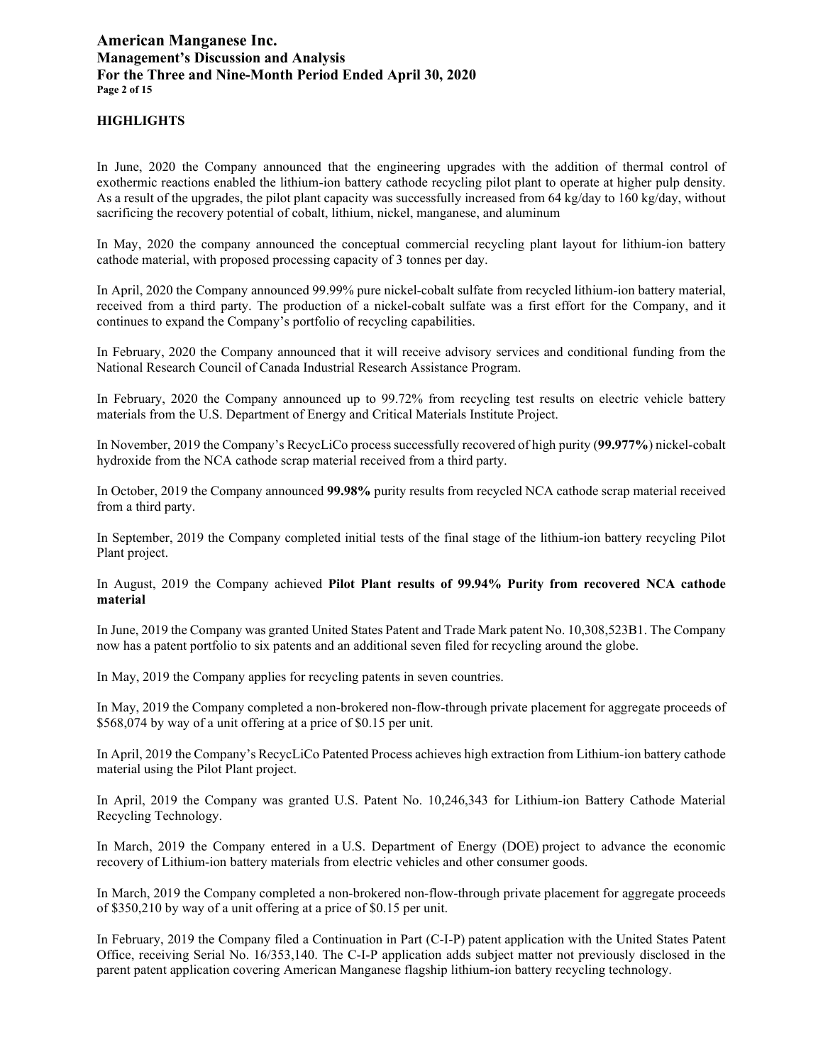## HIGHLIGHTS

In June, 2020 the Company announced that the engineering upgrades with the addition of thermal control of exothermic reactions enabled the lithium-ion battery cathode recycling pilot plant to operate at higher pulp density. As a result of the upgrades, the pilot plant capacity was successfully increased from 64 kg/day to 160 kg/day, without sacrificing the recovery potential of cobalt, lithium, nickel, manganese, and aluminum

In May, 2020 the company announced the conceptual commercial recycling plant layout for lithium-ion battery cathode material, with proposed processing capacity of 3 tonnes per day.

In April, 2020 the Company announced 99.99% pure nickel-cobalt sulfate from recycled lithium-ion battery material, received from a third party. The production of a nickel-cobalt sulfate was a first effort for the Company, and it continues to expand the Company's portfolio of recycling capabilities.

In February, 2020 the Company announced that it will receive advisory services and conditional funding from the National Research Council of Canada Industrial Research Assistance Program.

In February, 2020 the Company announced up to 99.72% from recycling test results on electric vehicle battery materials from the U.S. Department of Energy and Critical Materials Institute Project.

In November, 2019 the Company's RecycLiCo process successfully recovered of high purity (**99.977%**) nickel-cobalt hydroxide from the NCA cathode scrap material received from a third party.

In October, 2019 the Company announced **99.98%** purity results from recycled NCA cathode scrap material received from a third party.

In September, 2019 the Company completed initial tests of the final stage of the lithium-ion battery recycling Pilot Plant project.

In August, 2019 the Company achieved **Pilot Plant results of 99.94% Purity from recovered NCA cathode material**

In June, 2019 the Company was granted United States Patent and Trade Mark patent No. 10,308,523B1. The Company now has a patent portfolio to six patents and an additional seven filed for recycling around the globe.

In May, 2019 the Company applies for recycling patents in seven countries.

In May, 2019 the Company completed a non-brokered non-flow-through private placement for aggregate proceeds of \$568,074 by way of a unit offering at a price of \$0.15 per unit.

In April, 2019 the Company's RecycLiCo Patented Process achieves high extraction from Lithium-ion battery cathode material using the Pilot Plant project.

In April, 2019 the Company was granted U.S. Patent No. 10,246,343 for Lithium-ion Battery Cathode Material Recycling Technology.

In March, 2019 the Company entered in a U.S. Department of Energy (DOE) project to advance the economic recovery of Lithium-ion battery materials from electric vehicles and other consumer goods.

In March, 2019 the Company completed a non-brokered non-flow-through private placement for aggregate proceeds of \$350,210 by way of a unit offering at a price of \$0.15 per unit.

In February, 2019 the Company filed a Continuation in Part (C-I-P) patent application with the United States Patent Office, receiving Serial No. 16/353,140. The C-I-P application adds subject matter not previously disclosed in the parent patent application covering American Manganese flagship lithium-ion battery recycling technology.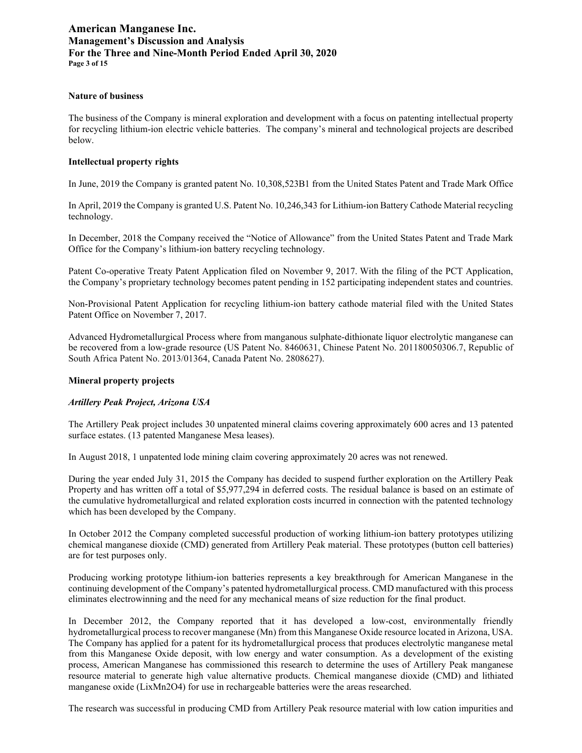### Nature of business

The business of the Company is mineral exploration and development with a focus on patenting intellectual property for recycling lithium-ion electric vehicle batteries. The company's mineral and technological projects are described below.

### Intellectual property rights

In June, 2019 the Company is granted patent No. 10,308,523B1 from the United States Patent and Trade Mark Office

In April, 2019 the Company is granted U.S. Patent No. 10,246,343 for Lithium-ion Battery Cathode Material recycling technology.

In December, 2018 the Company received the "Notice of Allowance" from the United States Patent and Trade Mark Office for the Company's lithium-ion battery recycling technology.

Patent Co-operative Treaty Patent Application filed on November 9, 2017. With the filing of the PCT Application, the Company's proprietary technology becomes patent pending in 152 participating independent states and countries.

Non-Provisional Patent Application for recycling lithium-ion battery cathode material filed with the United States Patent Office on November 7, 2017.

Advanced Hydrometallurgical Process where from manganous sulphate-dithionate liquor electrolytic manganese can be recovered from a low-grade resource (US Patent No. 8460631, Chinese Patent No. 201180050306.7, Republic of South Africa Patent No. 2013/01364, Canada Patent No. 2808627).

### Mineral property projects

#### *Artillery Peak Project, Arizona USA*

The Artillery Peak project includes 30 unpatented mineral claims covering approximately 600 acres and 13 patented surface estates. (13 patented Manganese Mesa leases).

In August 2018, 1 unpatented lode mining claim covering approximately 20 acres was not renewed.

During the year ended July 31, 2015 the Company has decided to suspend further exploration on the Artillery Peak Property and has written off a total of $5,977,294 in deferred costs. The residual balance is based on an estimate of the cumulative hydrometallurgical and related exploration costs incurred in connection with the patented technology which has been developed by the Company.

In October 2012 the Company completed successful production of working lithium-ion battery prototypes utilizing chemical manganese dioxide (CMD) generated from Artillery Peak material. These prototypes (button cell batteries) are for test purposes only.

Producing working prototype lithium-ion batteries represents a key breakthrough for American Manganese in the continuing development of the Company's patented hydrometallurgical process. CMD manufactured with this process eliminates electrowinning and the need for any mechanical means of size reduction for the final product.

In December 2012, the Company reported that it has developed a low-cost, environmentally friendly hydrometallurgical process to recover manganese (Mn) from this Manganese Oxide resource located in Arizona, USA. The Company has applied for a patent for its hydrometallurgical process that produces electrolytic manganese metal from this Manganese Oxide deposit, with low energy and water consumption. As a development of the existing process, American Manganese has commissioned this research to determine the uses of Artillery Peak manganese resource material to generate high value alternative products. Chemical manganese dioxide (CMD) and lithiated manganese oxide ($Li_xMn_2O_4$) for use in rechargeable batteries were the areas researched.

The research was successful in producing CMD from Artillery Peak resource material with low cation impurities and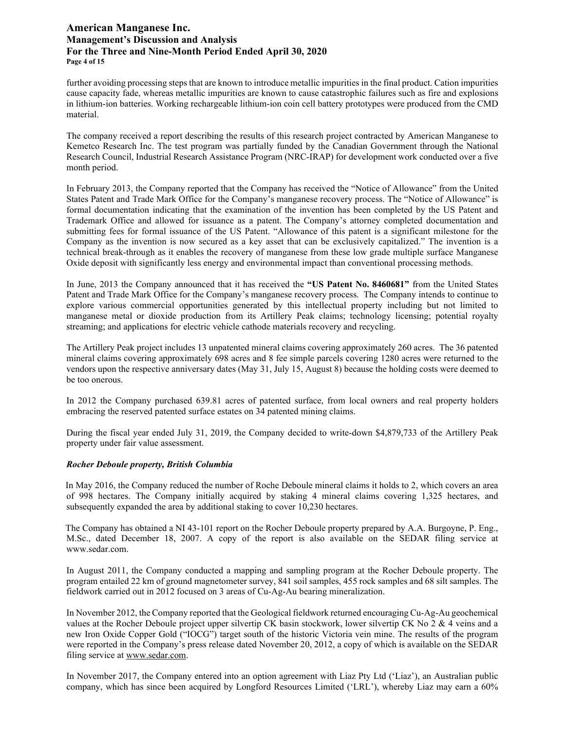further avoiding processing steps that are known to introduce metallic impurities in the final product. Cation impurities cause capacity fade, whereas metallic impurities are known to cause catastrophic failures such as fire and explosions in lithium-ion batteries. Working rechargeable lithium-ion coin cell battery prototypes were produced from the CMD material.

The company received a report describing the results of this research project contracted by American Manganese to Kemetco Research Inc. The test program was partially funded by the Canadian Government through the National Research Council, Industrial Research Assistance Program (NRC-IRAP) for development work conducted over a five month period.

In February 2013, the Company reported that the Company has received the "Notice of Allowance" from the United States Patent and Trade Mark Office for the Company's manganese recovery process. The "Notice of Allowance" is formal documentation indicating that the examination of the invention has been completed by the US Patent and Trademark Office and allowed for issuance as a patent. The Company's attorney completed documentation and submitting fees for formal issuance of the US Patent. "Allowance of this patent is a significant milestone for the Company as the invention is now secured as a key asset that can be exclusively capitalized." The invention is a technical break-through as it enables the recovery of manganese from these low grade multiple surface Manganese Oxide deposit with significantly less energy and environmental impact than conventional processing methods.

In June, 2013 the Company announced that it has received the **"US Patent No. 8460681"** from the United States Patent and Trade Mark Office for the Company's manganese recovery process. The Company intends to continue to explore various commercial opportunities generated by this intellectual property including but not limited to manganese metal or dioxide production from its Artillery Peak claims; technology licensing; potential royalty streaming; and applications for electric vehicle cathode materials recovery and recycling.

The Artillery Peak project includes 13 unpatented mineral claims covering approximately 260 acres. The 36 patented mineral claims covering approximately 698 acres and 8 fee simple parcels covering 1280 acres were returned to the vendors upon the respective anniversary dates (May 31, July 15, August 8) because the holding costs were deemed to be too onerous.

In 2012 the Company purchased 639.81 acres of patented surface, from local owners and real property holders embracing the reserved patented surface estates on 34 patented mining claims.

During the fiscal year ended July 31, 2019, the Company decided to write-down $4,879,733 of the Artillery Peak property under fair value assessment.

### *Rocher Deboule property, British Columbia*

In May 2016, the Company reduced the number of Roche Deboule mineral claims it holds to 2, which covers an area of 998 hectares. The Company initially acquired by staking 4 mineral claims covering 1,325 hectares, and subsequently expanded the area by additional staking to cover 10,230 hectares.

The Company has obtained a NI 43-101 report on the Rocher Deboule property prepared by A.A. Burgoyne, P. Eng., M.Sc., dated December 18, 2007. A copy of the report is also available on the SEDAR filing service at www.sedar.com.

In August 2011, the Company conducted a mapping and sampling program at the Rocher Deboule property. The program entailed 22 km of ground magnetometer survey, 841 soil samples, 455 rock samples and 68 silt samples. The fieldwork carried out in 2012 focused on 3 areas of Cu-Ag-Au bearing mineralization.

In November 2012, the Company reported that the Geological fieldwork returned encouraging Cu-Ag-Au geochemical values at the Rocher Deboule project upper silvertip CK basin stockwork, lower silvertip CK No 2 & 4 veins and a new Iron Oxide Copper Gold ("IOCG") target south of the historic Victoria vein mine. The results of the program were reported in the Company's press release dated November 20, 2012, a copy of which is available on the SEDAR filing service at www.sedar.com.

In November 2017, the Company entered into an option agreement with Liaz Pty Ltd ('Liaz'), an Australian public company, which has since been acquired by Longford Resources Limited ('LRL'), whereby Liaz may earn a 60%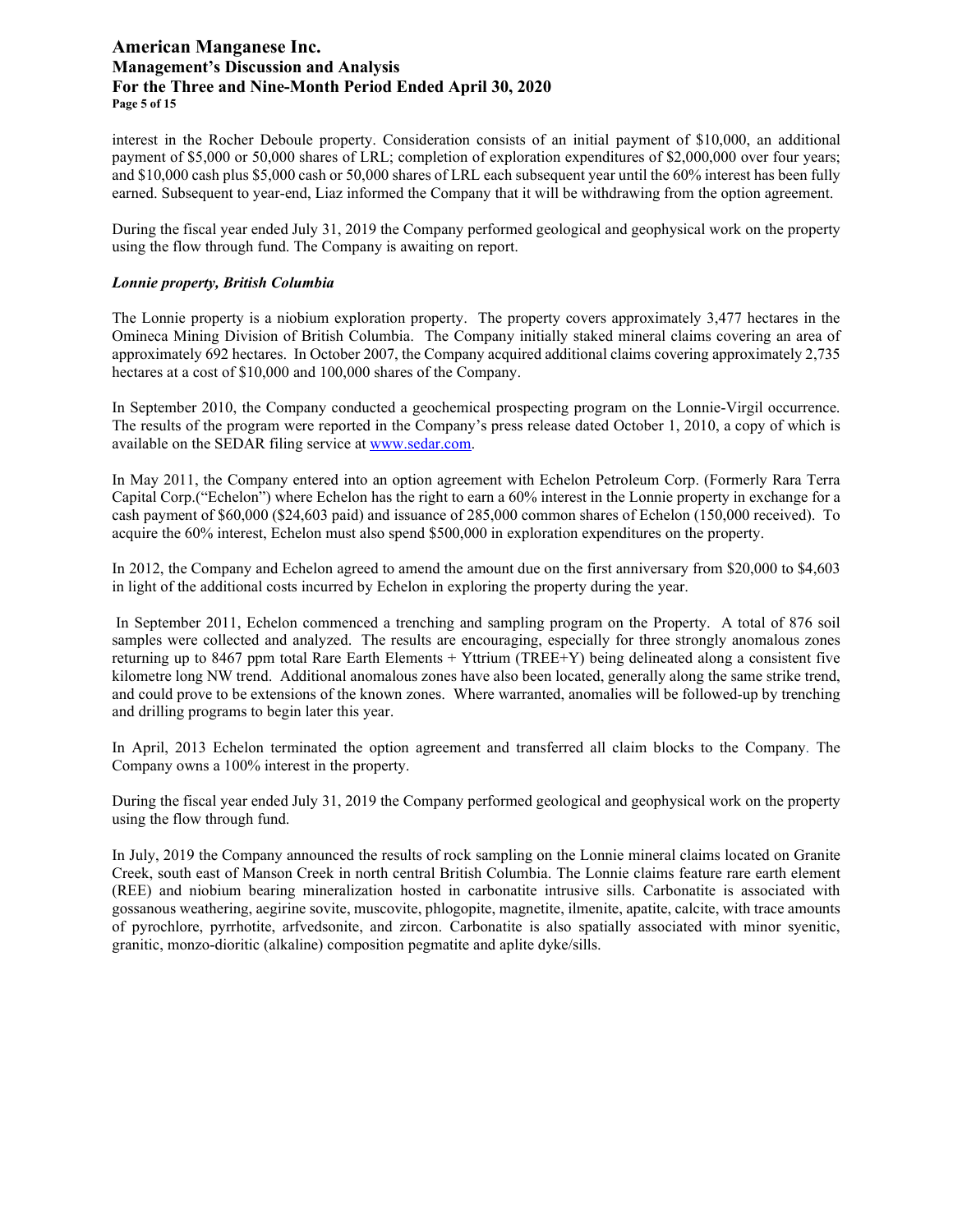interest in the Rocher Deboule property. Consideration consists of an initial payment of $10,000, an additional payment of $5,000 or 50,000 shares of LRL; completion of exploration expenditures of $2,000,000 over four years; and $10,000 cash plus $5,000 cash or 50,000 shares of LRL each subsequent year until the 60% interest has been fully earned. Subsequent to year-end, Liaz informed the Company that it will be withdrawing from the option agreement.

During the fiscal year ended July 31, 2019 the Company performed geological and geophysical work on the property using the flow through fund. The Company is awaiting on report.

### *Lonnie property, British Columbia*

The Lonnie property is a niobium exploration property. The property covers approximately 3,477 hectares in the Omineca Mining Division of British Columbia. The Company initially staked mineral claims covering an area of approximately 692 hectares. In October 2007, the Company acquired additional claims covering approximately 2,735 hectares at a cost of $10,000 and 100,000 shares of the Company.

In September 2010, the Company conducted a geochemical prospecting program on the Lonnie-Virgil occurrence. The results of the program were reported in the Company's press release dated October 1, 2010, a copy of which is available on the SEDAR filing service at www.sedar.com.

In May 2011, the Company entered into an option agreement with Echelon Petroleum Corp. (Formerly Rara Terra Capital Corp.("Echelon") where Echelon has the right to earn a 60% interest in the Lonnie property in exchange for a cash payment of $60,000 ($24,603 paid) and issuance of 285,000 common shares of Echelon (150,000 received). To acquire the 60% interest, Echelon must also spend $500,000 in exploration expenditures on the property.

In 2012, the Company and Echelon agreed to amend the amount due on the first anniversary from $20,000 to $4,603 in light of the additional costs incurred by Echelon in exploring the property during the year.

In September 2011, Echelon commenced a trenching and sampling program on the Property. A total of 876 soil samples were collected and analyzed. The results are encouraging, especially for three strongly anomalous zones returning up to 8467 ppm total Rare Earth Elements + Yttrium (TREE+Y) being delineated along a consistent five kilometre long NW trend. Additional anomalous zones have also been located, generally along the same strike trend, and could prove to be extensions of the known zones. Where warranted, anomalies will be followed-up by trenching and drilling programs to begin later this year.

In April, 2013 Echelon terminated the option agreement and transferred all claim blocks to the Company. The Company owns a 100% interest in the property.

During the fiscal year ended July 31, 2019 the Company performed geological and geophysical work on the property using the flow through fund.

In July, 2019 the Company announced the results of rock sampling on the Lonnie mineral claims located on Granite Creek, south east of Manson Creek in north central British Columbia. The Lonnie claims feature rare earth element (REE) and niobium bearing mineralization hosted in carbonatite intrusive sills. Carbonatite is associated with gossanous weathering, aegirine sovite, muscovite, phlogopite, magnetite, ilmenite, apatite, calcite, with trace amounts of pyrochlore, pyrrhotite, arfvedsonite, and zircon. Carbonatite is also spatially associated with minor syenitic, granitic, monzo-dioritic (alkaline) composition pegmatite and aplite dyke/sills.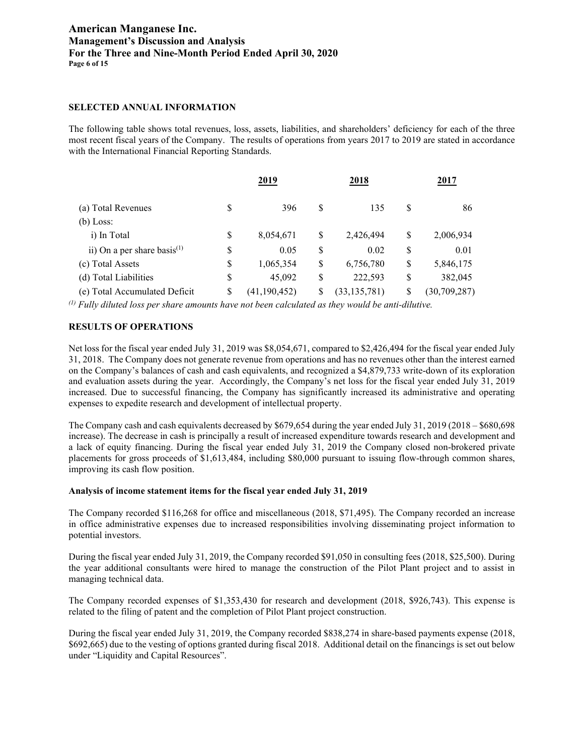## SELECTED ANNUAL INFORMATION

The following table shows total revenues, loss, assets, liabilities, and shareholders' deficiency for each of the three most recent fiscal years of the Company. The results of operations from years 2017 to 2019 are stated in accordance with the International Financial Reporting Standards.

| | 2019 | 2018 | 2017 |
|---|---|---|---|
| (a) Total Revenues | $ 396 | $ 135 | $ 86 |
| (b) Loss: | | | |
| i) In Total | $ 8,054,671 | $ 2,426,494 | $ 2,006,934 |
| ii) On a per share basis[(1)] | $ 0.05 | $ 0.02 | $ 0.01 |
| (c) Total Assets | $ 1,065,354 | $ 6,756,780 | $ 5,846,175 |
| (d) Total Liabilities | $ 45,092 | $ 222,593 | $ 382,045 |
| (e) Total Accumulated Deficit | $ (41,190,452) | $ (33,135,781) | $ (30,709,287) |

*[(1)] Fully diluted loss per share amounts have not been calculated as they would be anti-dilutive.*

## RESULTS OF OPERATIONS

Net loss for the fiscal year ended July 31, 2019 was $8,054,671, compared to $2,426,494 for the fiscal year ended July 31, 2018. The Company does not generate revenue from operations and has no revenues other than the interest earned on the Company's balances of cash and cash equivalents, and recognized a $4,879,733 write-down of its exploration and evaluation assets during the year. Accordingly, the Company's net loss for the fiscal year ended July 31, 2019 increased. Due to successful financing, the Company has significantly increased its administrative and operating expenses to expedite research and development of intellectual property.

The Company cash and cash equivalents decreased by $679,654 during the year ended July 31, 2019 (2018 – $680,698 increase). The decrease in cash is principally a result of increased expenditure towards research and development and a lack of equity financing. During the fiscal year ended July 31, 2019 the Company closed non-brokered private placements for gross proceeds of $1,613,484, including $80,000 pursuant to issuing flow-through common shares, improving its cash flow position.

### Analysis of income statement items for the fiscal year ended July 31, 2019

The Company recorded $116,268 for office and miscellaneous (2018, $71,495). The Company recorded an increase in office administrative expenses due to increased responsibilities involving disseminating project information to potential investors.

During the fiscal year ended July 31, 2019, the Company recorded $91,050 in consulting fees (2018, $25,500). During the year additional consultants were hired to manage the construction of the Pilot Plant project and to assist in managing technical data.

The Company recorded expenses of $1,353,430 for research and development (2018, $926,743). This expense is related to the filing of patent and the completion of Pilot Plant project construction.

During the fiscal year ended July 31, 2019, the Company recorded $838,274 in share-based payments expense (2018, $692,665) due to the vesting of options granted during fiscal 2018. Additional detail on the financings is set out below under "Liquidity and Capital Resources".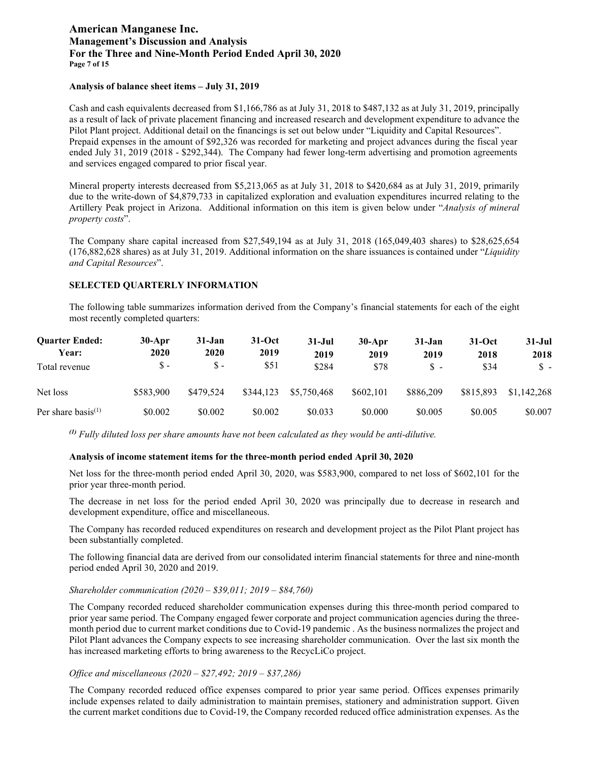**Analysis of balance sheet items – July 31, 2019**

Cash and cash equivalents decreased from $1,166,786 as at July 31, 2018 to $487,132 as at July 31, 2019, principally as a result of lack of private placement financing and increased research and development expenditure to advance the Pilot Plant project. Additional detail on the financings is set out below under "Liquidity and Capital Resources". Prepaid expenses in the amount of $92,326 was recorded for marketing and project advances during the fiscal year ended July 31, 2019 (2018 - $292,344). The Company had fewer long-term advertising and promotion agreements and services engaged compared to prior fiscal year.

Mineral property interests decreased from $5,213,065 as at July 31, 2018 to $420,684 as at July 31, 2019, primarily due to the write-down of $4,879,733 in capitalized exploration and evaluation expenditures incurred relating to the Artillery Peak project in Arizona. Additional information on this item is given below under "*Analysis of mineral property costs*".

The Company share capital increased from $27,549,194 as at July 31, 2018 (165,049,403 shares) to $28,625,654 (176,882,628 shares) as at July 31, 2019. Additional information on the share issuances is contained under "*Liquidity and Capital Resources*".

**SELECTED QUARTERLY INFORMATION**

The following table summarizes information derived from the Company's financial statements for each of the eight most recently completed quarters:

| Quarter Ended: Year: | 30-Apr 2020 | 31-Jan 2020 | 31-Oct 2019 | 31-Jul 2019 | 30-Apr 2019 | 31-Jan 2019 | 31-Oct 2018 | 31-Jul 2018 |
|---|---|---|---|---|---|---|---|---|
| Total revenue | $ - | $ - | $51 | $284 | $78 | $ - | $34 | $ - |
| Net loss | $583,900 | $479,524 | $344,123 | $5,750,468 | $602,101 | $886,209 | $815,893 | $1,142,268 |
| Per share basis[(1)] | $0.002 | $0.002 | $0.002 | $0.033 | $0.000 | $0.005 | $0.005 | $0.007 |

*[(1)] Fully diluted loss per share amounts have not been calculated as they would be anti-dilutive.*

**Analysis of income statement items for the three-month period ended April 30, 2020**

Net loss for the three-month period ended April 30, 2020, was $583,900, compared to net loss of $602,101 for the prior year three-month period.

The decrease in net loss for the period ended April 30, 2020 was principally due to decrease in research and development expenditure, office and miscellaneous.

The Company has recorded reduced expenditures on research and development project as the Pilot Plant project has been substantially completed.

The following financial data are derived from our consolidated interim financial statements for three and nine-month period ended April 30, 2020 and 2019.

*Shareholder communication (2020 – $39,011; 2019 – $84,760)*

The Company recorded reduced shareholder communication expenses during this three-month period compared to prior year same period. The Company engaged fewer corporate and project communication agencies during the three-month period due to current market conditions due to Covid-19 pandemic . As the business normalizes the project and Pilot Plant advances the Company expects to see increasing shareholder communication. Over the last six month the has increased marketing efforts to bring awareness to the RecycLiCo project.

*Office and miscellaneous (2020 – $27,492; 2019 – $37,286)*

The Company recorded reduced office expenses compared to prior year same period. Offices expenses primarily include expenses related to daily administration to maintain premises, stationery and administration support. Given the current market conditions due to Covid-19, the Company recorded reduced office administration expenses. As the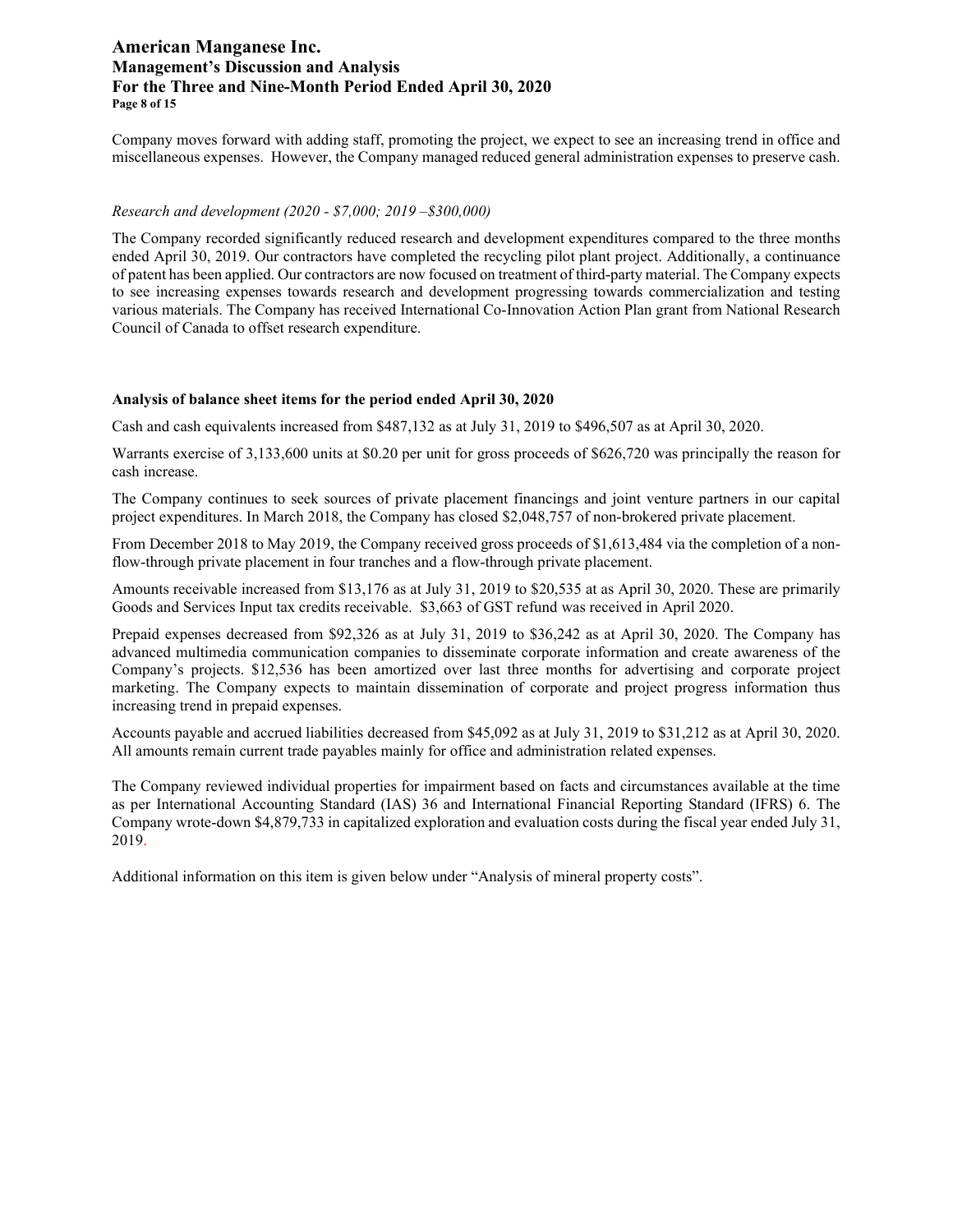Company moves forward with adding staff, promoting the project, we expect to see an increasing trend in office and miscellaneous expenses. However, the Company managed reduced general administration expenses to preserve cash.

*Research and development (2020 - $7,000; 2019 –$300,000)*

The Company recorded significantly reduced research and development expenditures compared to the three months ended April 30, 2019. Our contractors have completed the recycling pilot plant project. Additionally, a continuance of patent has been applied. Our contractors are now focused on treatment of third-party material. The Company expects to see increasing expenses towards research and development progressing towards commercialization and testing various materials. The Company has received International Co-Innovation Action Plan grant from National Research Council of Canada to offset research expenditure.

**Analysis of balance sheet items for the period ended April 30, 2020**

Cash and cash equivalents increased from $487,132 as at July 31, 2019 to $496,507 as at April 30, 2020.

Warrants exercise of 3,133,600 units at $0.20 per unit for gross proceeds of $626,720 was principally the reason for cash increase.

The Company continues to seek sources of private placement financings and joint venture partners in our capital project expenditures. In March 2018, the Company has closed $2,048,757 of non-brokered private placement.

From December 2018 to May 2019, the Company received gross proceeds of $1,613,484 via the completion of a non-flow-through private placement in four tranches and a flow-through private placement.

Amounts receivable increased from $13,176 as at July 31, 2019 to $20,535 at as April 30, 2020. These are primarily Goods and Services Input tax credits receivable. $3,663 of GST refund was received in April 2020.

Prepaid expenses decreased from $92,326 as at July 31, 2019 to $36,242 as at April 30, 2020. The Company has advanced multimedia communication companies to disseminate corporate information and create awareness of the Company's projects. $12,536 has been amortized over last three months for advertising and corporate project marketing. The Company expects to maintain dissemination of corporate and project progress information thus increasing trend in prepaid expenses.

Accounts payable and accrued liabilities decreased from $45,092 as at July 31, 2019 to $31,212 as at April 30, 2020. All amounts remain current trade payables mainly for office and administration related expenses.

The Company reviewed individual properties for impairment based on facts and circumstances available at the time as per International Accounting Standard (IAS) 36 and International Financial Reporting Standard (IFRS) 6. The Company wrote-down $4,879,733 in capitalized exploration and evaluation costs during the fiscal year ended July 31, 2019.

Additional information on this item is given below under "Analysis of mineral property costs".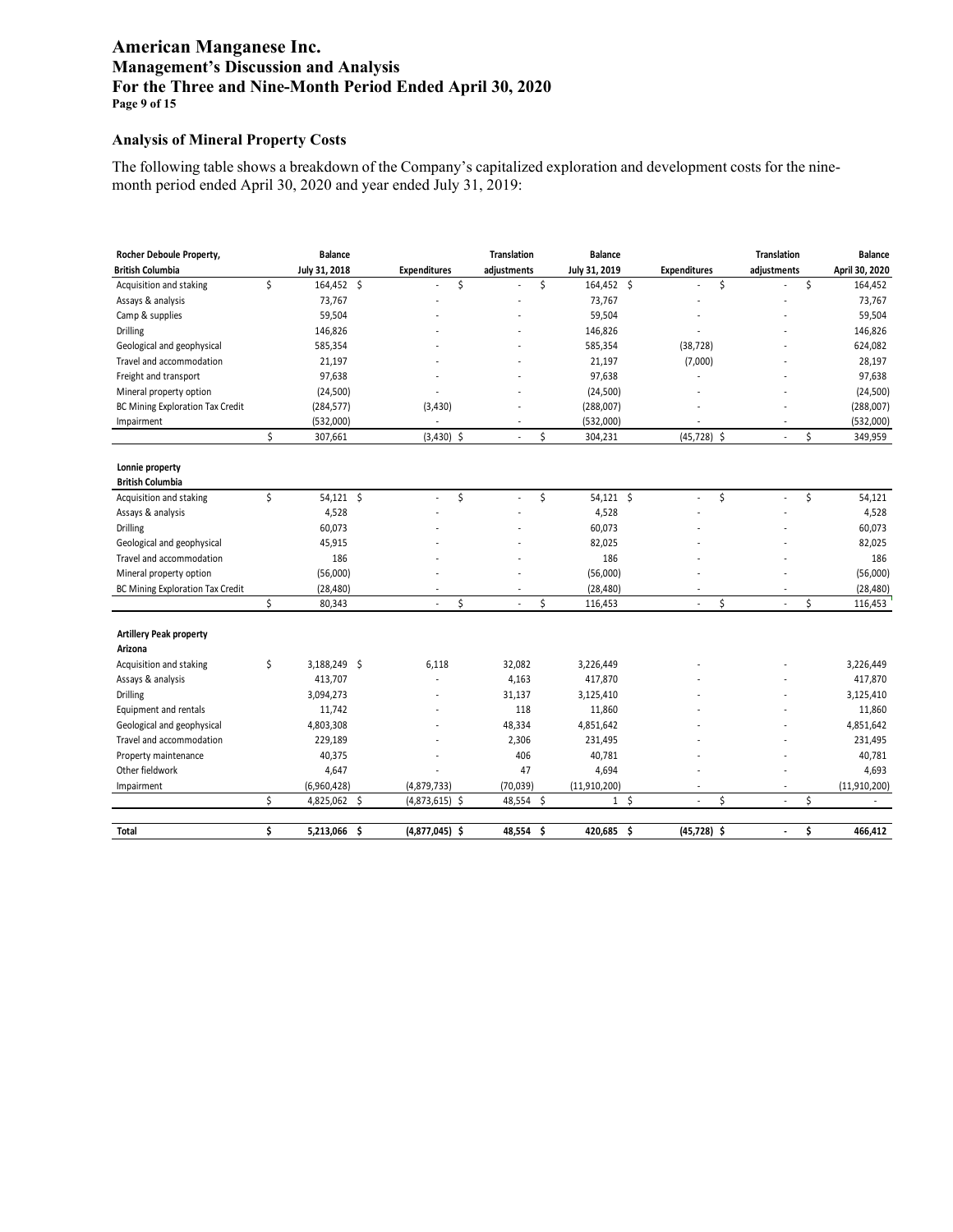## Analysis of Mineral Property Costs

The following table shows a breakdown of the Company's capitalized exploration and development costs for the nine-month period ended April 30, 2020 and year ended July 31, 2019:

| Rocher Deboule Property, British Columbia | Balance July 31, 2018 | Expenditures | Translation adjustments | Balance July 31, 2019 | Expenditures | Translation adjustments | Balance April 30, 2020 |
|---|---|---|---|---|---|---|---|
| Acquisition and staking | $ 164,452 | $ - | $ - | $ 164,452 | $ - | $ - | $ 164,452 |
| Assays & analysis | 73,767 | - | - | 73,767 | - | - | 73,767 |
| Camp & supplies | 59,504 | - | - | 59,504 | - | - | 59,504 |
| Drilling | 146,826 | - | - | 146,826 | - | - | 146,826 |
| Geological and geophysical | 585,354 | - | - | 585,354 | (38,728) | - | 624,082 |
| Travel and accommodation | 21,197 | - | - | 21,197 | (7,000) | - | 28,197 |
| Freight and transport | 97,638 | - | - | 97,638 | - | - | 97,638 |
| Mineral property option | (24,500) | - | - | (24,500) | - | - | (24,500) |
| BC Mining Exploration Tax Credit | (284,577) | (3,430) | - | (288,007) | - | - | (288,007) |
| Impairment | (532,000) | - | - | (532,000) | - | - | (532,000) |
| | $ 307,661 | $ (3,430) | $ - | $ 304,231 | $ (45,728) | $ - | $ 349,959 |
| **Lonnie property British Columbia** | | | | | | | |
| Acquisition and staking | $ 54,121 | $ - | $ - | $ 54,121 | $ - | $ - | $ 54,121 |
| Assays & analysis | 4,528 | - | - | 4,528 | - | - | 4,528 |
| Drilling | 60,073 | - | - | 60,073 | - | - | 60,073 |
| Geological and geophysical | 45,915 | - | - | 82,025 | - | - | 82,025 |
| Travel and accommodation | 186 | - | - | 186 | - | - | 186 |
| Mineral property option | (56,000) | - | - | (56,000) | - | - | (56,000) |
| BC Mining Exploration Tax Credit | (28,480) | - | - | (28,480) | - | - | (28,480) |
| | $ 80,343 | $ - | $ - | $ 116,453 | $ - | $ - | $ 116,453 |
| **Artillery Peak property Arizona** | | | | | | | |
| Acquisition and staking | $ 3,188,249 | $ 6,118 | 32,082 | 3,226,449 | - | - | 3,226,449 |
| Assays & analysis | 413,707 | - | 4,163 | 417,870 | - | - | 417,870 |
| Drilling | 3,094,273 | - | 31,137 | 3,125,410 | - | - | 3,125,410 |
| Equipment and rentals | 11,742 | - | 118 | 11,860 | - | - | 11,860 |
| Geological and geophysical | 4,803,308 | - | 48,334 | 4,851,642 | - | - | 4,851,642 |
| Travel and accommodation | 229,189 | - | 2,306 | 231,495 | - | - | 231,495 |
| Property maintenance | 40,375 | - | 406 | 40,781 | - | - | 40,781 |
| Other fieldwork | 4,647 | - | 47 | 4,694 | - | - | 4,693 |
| Impairment | (6,960,428) | (4,879,733) | (70,039) | (11,910,200) | - | - | (11,910,200) |
| | $ 4,825,062 | $ (4,873,615) | $ 48,554 | $ 1 | $ - | $ - | $ - |
| **Total** | **$ 5,213,066** | **$ (4,877,045)** | **$ 48,554** | **$ 420,685** | **$ (45,728)** | **$ -** | **$ 466,412** |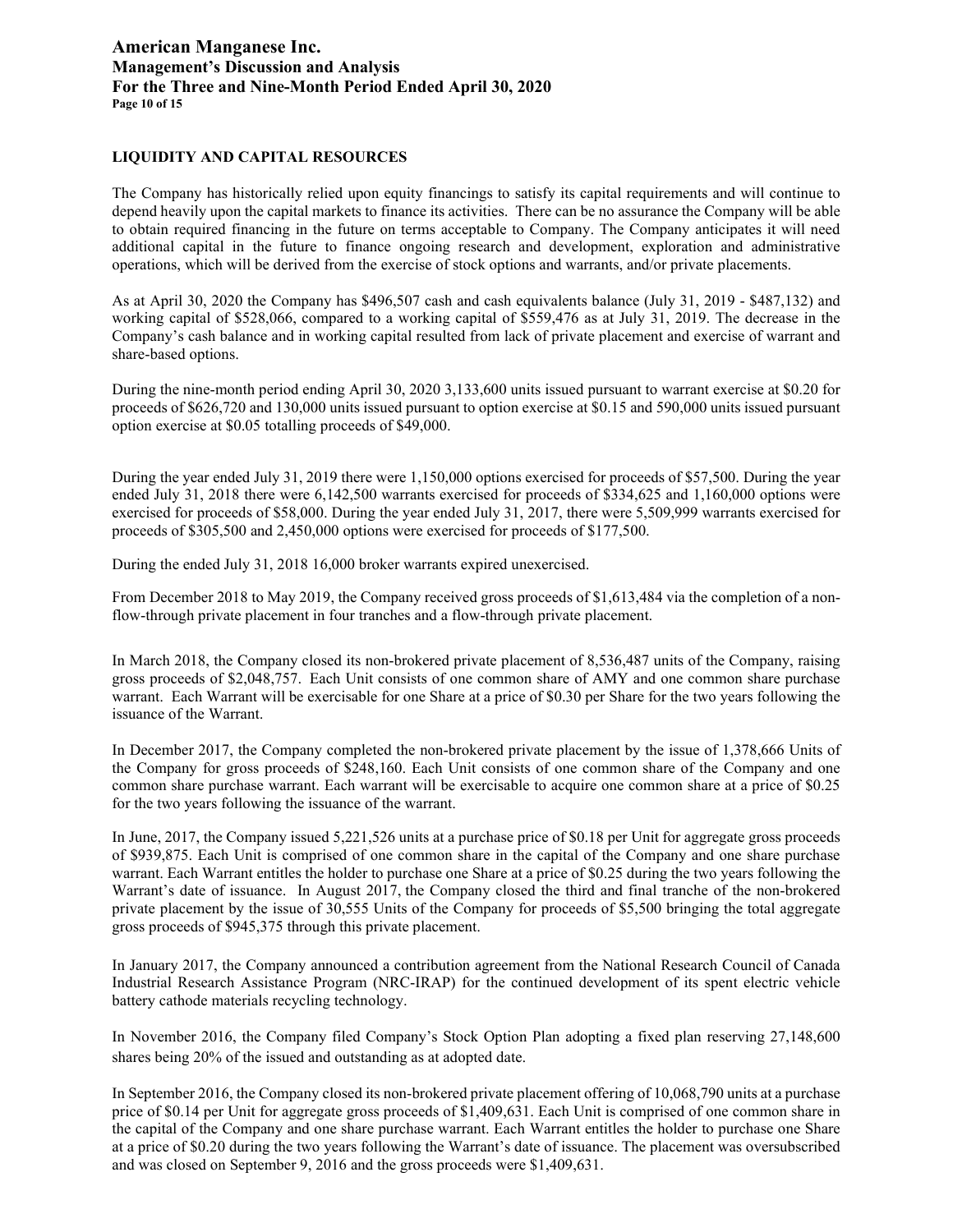## LIQUIDITY AND CAPITAL RESOURCES

The Company has historically relied upon equity financings to satisfy its capital requirements and will continue to depend heavily upon the capital markets to finance its activities. There can be no assurance the Company will be able to obtain required financing in the future on terms acceptable to Company. The Company anticipates it will need additional capital in the future to finance ongoing research and development, exploration and administrative operations, which will be derived from the exercise of stock options and warrants, and/or private placements.

As at April 30, 2020 the Company has $496,507 cash and cash equivalents balance (July 31, 2019 - $487,132) and working capital of $528,066, compared to a working capital of $559,476 as at July 31, 2019. The decrease in the Company's cash balance and in working capital resulted from lack of private placement and exercise of warrant and share-based options.

During the nine-month period ending April 30, 2020 3,133,600 units issued pursuant to warrant exercise at $0.20 for proceeds of $626,720 and 130,000 units issued pursuant to option exercise at $0.15 and 590,000 units issued pursuant option exercise at $0.05 totalling proceeds of $49,000.

During the year ended July 31, 2019 there were 1,150,000 options exercised for proceeds of $57,500. During the year ended July 31, 2018 there were 6,142,500 warrants exercised for proceeds of $334,625 and 1,160,000 options were exercised for proceeds of $58,000. During the year ended July 31, 2017, there were 5,509,999 warrants exercised for proceeds of $305,500 and 2,450,000 options were exercised for proceeds of $177,500.

During the ended July 31, 2018 16,000 broker warrants expired unexercised.

From December 2018 to May 2019, the Company received gross proceeds of $1,613,484 via the completion of a non-flow-through private placement in four tranches and a flow-through private placement.

In March 2018, the Company closed its non-brokered private placement of 8,536,487 units of the Company, raising gross proceeds of $2,048,757. Each Unit consists of one common share of AMY and one common share purchase warrant. Each Warrant will be exercisable for one Share at a price of $0.30 per Share for the two years following the issuance of the Warrant.

In December 2017, the Company completed the non-brokered private placement by the issue of 1,378,666 Units of the Company for gross proceeds of $248,160. Each Unit consists of one common share of the Company and one common share purchase warrant. Each warrant will be exercisable to acquire one common share at a price of $0.25 for the two years following the issuance of the warrant.

In June, 2017, the Company issued 5,221,526 units at a purchase price of $0.18 per Unit for aggregate gross proceeds of $939,875. Each Unit is comprised of one common share in the capital of the Company and one share purchase warrant. Each Warrant entitles the holder to purchase one Share at a price of $0.25 during the two years following the Warrant's date of issuance. In August 2017, the Company closed the third and final tranche of the non-brokered private placement by the issue of 30,555 Units of the Company for proceeds of $5,500 bringing the total aggregate gross proceeds of $945,375 through this private placement.

In January 2017, the Company announced a contribution agreement from the National Research Council of Canada Industrial Research Assistance Program (NRC-IRAP) for the continued development of its spent electric vehicle battery cathode materials recycling technology.

In November 2016, the Company filed Company's Stock Option Plan adopting a fixed plan reserving 27,148,600 shares being 20% of the issued and outstanding as at adopted date.

In September 2016, the Company closed its non-brokered private placement offering of 10,068,790 units at a purchase price of $0.14 per Unit for aggregate gross proceeds of $1,409,631. Each Unit is comprised of one common share in the capital of the Company and one share purchase warrant. Each Warrant entitles the holder to purchase one Share at a price of $0.20 during the two years following the Warrant's date of issuance. The placement was oversubscribed and was closed on September 9, 2016 and the gross proceeds were $1,409,631.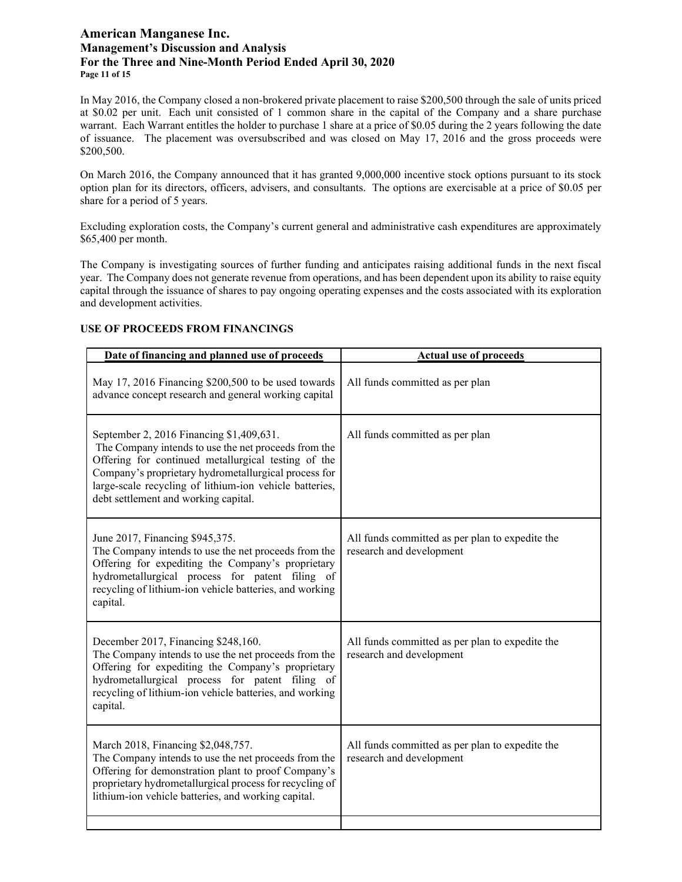In May 2016, the Company closed a non-brokered private placement to raise $200,500 through the sale of units priced at $0.02 per unit. Each unit consisted of 1 common share in the capital of the Company and a share purchase warrant. Each Warrant entitles the holder to purchase 1 share at a price of $0.05 during the 2 years following the date of issuance. The placement was oversubscribed and was closed on May 17, 2016 and the gross proceeds were $200,500.

On March 2016, the Company announced that it has granted 9,000,000 incentive stock options pursuant to its stock option plan for its directors, officers, advisers, and consultants. The options are exercisable at a price of $0.05 per share for a period of 5 years.

Excluding exploration costs, the Company's current general and administrative cash expenditures are approximately $65,400 per month.

The Company is investigating sources of further funding and anticipates raising additional funds in the next fiscal year. The Company does not generate revenue from operations, and has been dependent upon its ability to raise equity capital through the issuance of shares to pay ongoing operating expenses and the costs associated with its exploration and development activities.

## USE OF PROCEEDS FROM FINANCINGS

| Date of financing and planned use of proceeds | Actual use of proceeds |
|---|---|
| May 17, 2016 Financing $200,500 to be used towards advance concept research and general working capital | All funds committed as per plan |
| September 2, 2016 Financing $1,409,631. The Company intends to use the net proceeds from the Offering for continued metallurgical testing of the Company's proprietary hydrometallurgical process for large-scale recycling of lithium-ion vehicle batteries, debt settlement and working capital. | All funds committed as per plan |
| June 2017, Financing $945,375. The Company intends to use the net proceeds from the Offering for expediting the Company's proprietary hydrometallurgical process for patent filing of recycling of lithium-ion vehicle batteries, and working capital. | All funds committed as per plan to expedite the research and development |
| December 2017, Financing $248,160. The Company intends to use the net proceeds from the Offering for expediting the Company's proprietary hydrometallurgical process for patent filing of recycling of lithium-ion vehicle batteries, and working capital. | All funds committed as per plan to expedite the research and development |
| March 2018, Financing $2,048,757. The Company intends to use the net proceeds from the Offering for demonstration plant to proof Company's proprietary hydrometallurgical process for recycling of lithium-ion vehicle batteries, and working capital. | All funds committed as per plan to expedite the research and development |
| | |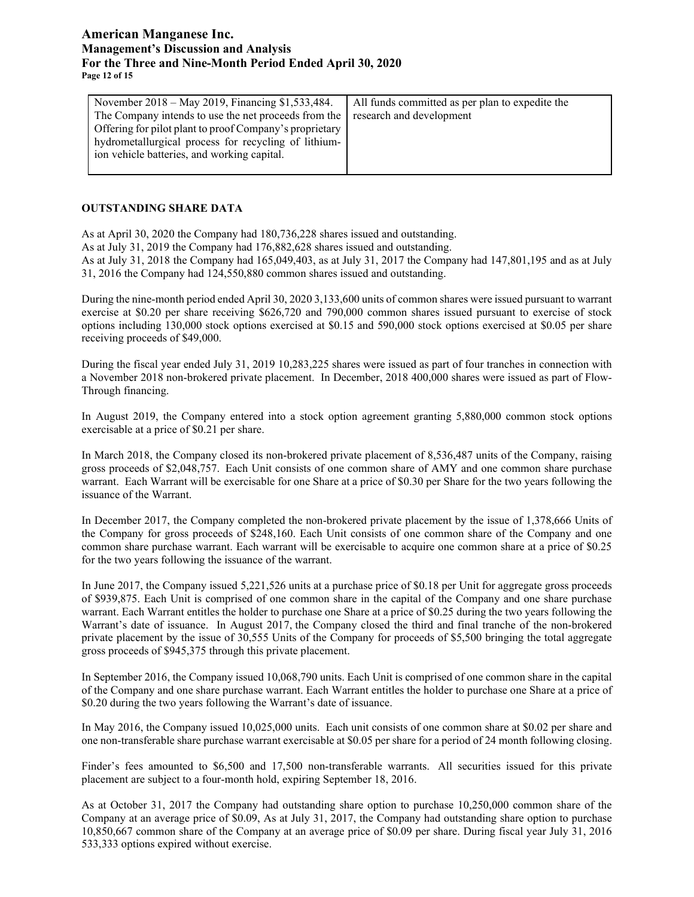| November 2018 – May 2019, Financing $1,533,484. The Company intends to use the net proceeds from the Offering for pilot plant to proof Company's proprietary hydrometallurgical process for recycling of lithium-ion vehicle batteries, and working capital. | All funds committed as per plan to expedite the research and development |
|---|---|

## OUTSTANDING SHARE DATA

As at April 30, 2020 the Company had 180,736,228 shares issued and outstanding.
As at July 31, 2019 the Company had 176,882,628 shares issued and outstanding.
As at July 31, 2018 the Company had 165,049,403, as at July 31, 2017 the Company had 147,801,195 and as at July 31, 2016 the Company had 124,550,880 common shares issued and outstanding.

During the nine-month period ended April 30, 2020 3,133,600 units of common shares were issued pursuant to warrant exercise at $0.20 per share receiving $626,720 and 790,000 common shares issued pursuant to exercise of stock options including 130,000 stock options exercised at $0.15 and 590,000 stock options exercised at $0.05 per share receiving proceeds of $49,000.

During the fiscal year ended July 31, 2019 10,283,225 shares were issued as part of four tranches in connection with a November 2018 non-brokered private placement. In December, 2018 400,000 shares were issued as part of Flow-Through financing.

In August 2019, the Company entered into a stock option agreement granting 5,880,000 common stock options exercisable at a price of $0.21 per share.

In March 2018, the Company closed its non-brokered private placement of 8,536,487 units of the Company, raising gross proceeds of $2,048,757. Each Unit consists of one common share of AMY and one common share purchase warrant. Each Warrant will be exercisable for one Share at a price of $0.30 per Share for the two years following the issuance of the Warrant.

In December 2017, the Company completed the non-brokered private placement by the issue of 1,378,666 Units of the Company for gross proceeds of $248,160. Each Unit consists of one common share of the Company and one common share purchase warrant. Each warrant will be exercisable to acquire one common share at a price of $0.25 for the two years following the issuance of the warrant.

In June 2017, the Company issued 5,221,526 units at a purchase price of $0.18 per Unit for aggregate gross proceeds of $939,875. Each Unit is comprised of one common share in the capital of the Company and one share purchase warrant. Each Warrant entitles the holder to purchase one Share at a price of $0.25 during the two years following the Warrant's date of issuance. In August 2017, the Company closed the third and final tranche of the non-brokered private placement by the issue of 30,555 Units of the Company for proceeds of $5,500 bringing the total aggregate gross proceeds of $945,375 through this private placement.

In September 2016, the Company issued 10,068,790 units. Each Unit is comprised of one common share in the capital of the Company and one share purchase warrant. Each Warrant entitles the holder to purchase one Share at a price of $0.20 during the two years following the Warrant's date of issuance.

In May 2016, the Company issued 10,025,000 units. Each unit consists of one common share at $0.02 per share and one non-transferable share purchase warrant exercisable at $0.05 per share for a period of 24 month following closing.

Finder's fees amounted to $6,500 and 17,500 non-transferable warrants. All securities issued for this private placement are subject to a four-month hold, expiring September 18, 2016.

As at October 31, 2017 the Company had outstanding share option to purchase 10,250,000 common share of the Company at an average price of $0.09, As at July 31, 2017, the Company had outstanding share option to purchase 10,850,667 common share of the Company at an average price of $0.09 per share. During fiscal year July 31, 2016 533,333 options expired without exercise.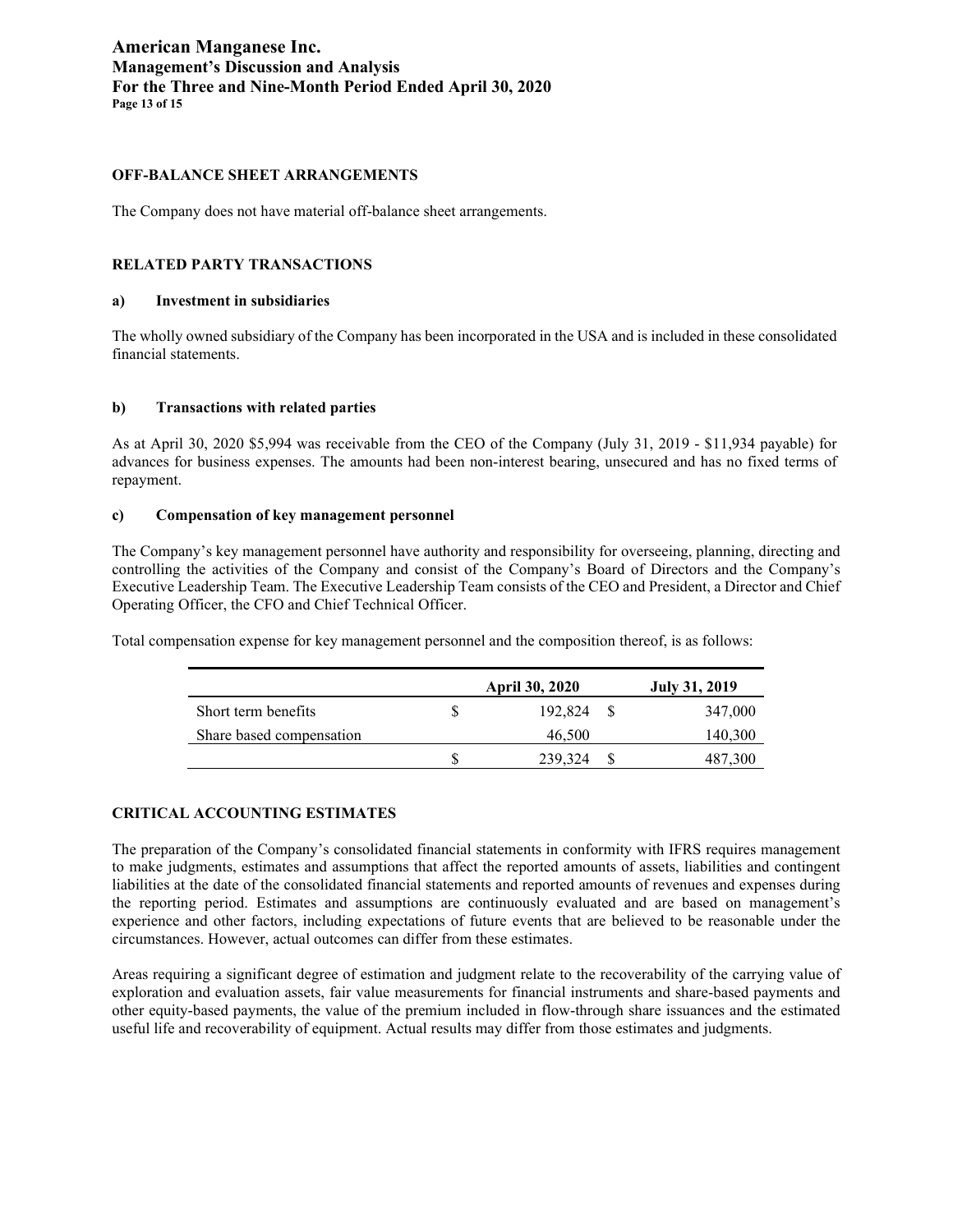## OFF-BALANCE SHEET ARRANGEMENTS

The Company does not have material off-balance sheet arrangements.

## RELATED PARTY TRANSACTIONS

### a) Investment in subsidiaries

The wholly owned subsidiary of the Company has been incorporated in the USA and is included in these consolidated financial statements.

### b) Transactions with related parties

As at April 30, 2020 $5,994 was receivable from the CEO of the Company (July 31, 2019 - $11,934 payable) for advances for business expenses. The amounts had been non-interest bearing, unsecured and has no fixed terms of repayment.

### c) Compensation of key management personnel

The Company's key management personnel have authority and responsibility for overseeing, planning, directing and controlling the activities of the Company and consist of the Company's Board of Directors and the Company's Executive Leadership Team. The Executive Leadership Team consists of the CEO and President, a Director and Chief Operating Officer, the CFO and Chief Technical Officer.

Total compensation expense for key management personnel and the composition thereof, is as follows:

| | April 30, 2020 | July 31, 2019 |
|---|---|---|
| Short term benefits | $ 192,824 | $ 347,000 |
| Share based compensation | 46,500 | 140,300 |
| | $ 239,324 | $ 487,300 |

## CRITICAL ACCOUNTING ESTIMATES

The preparation of the Company's consolidated financial statements in conformity with IFRS requires management to make judgments, estimates and assumptions that affect the reported amounts of assets, liabilities and contingent liabilities at the date of the consolidated financial statements and reported amounts of revenues and expenses during the reporting period. Estimates and assumptions are continuously evaluated and are based on management's experience and other factors, including expectations of future events that are believed to be reasonable under the circumstances. However, actual outcomes can differ from these estimates.

Areas requiring a significant degree of estimation and judgment relate to the recoverability of the carrying value of exploration and evaluation assets, fair value measurements for financial instruments and share-based payments and other equity-based payments, the value of the premium included in flow-through share issuances and the estimated useful life and recoverability of equipment. Actual results may differ from those estimates and judgments.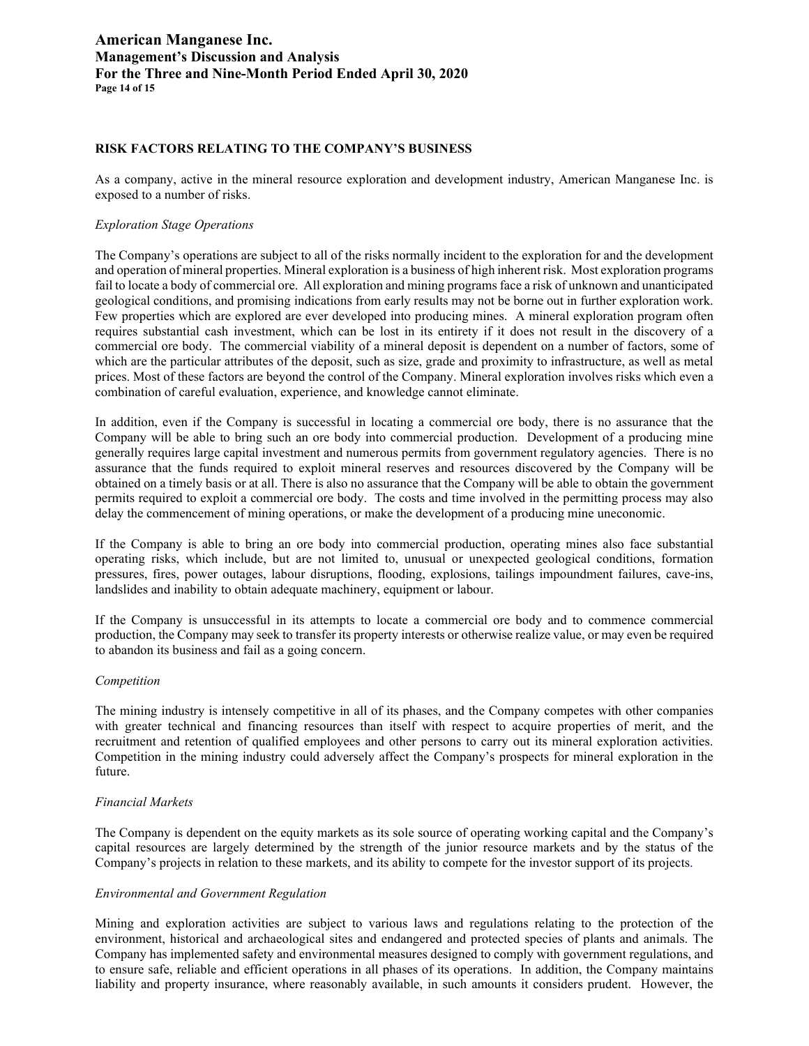## RISK FACTORS RELATING TO THE COMPANY'S BUSINESS

As a company, active in the mineral resource exploration and development industry, American Manganese Inc. is exposed to a number of risks.

*Exploration Stage Operations*

The Company's operations are subject to all of the risks normally incident to the exploration for and the development and operation of mineral properties. Mineral exploration is a business of high inherent risk. Most exploration programs fail to locate a body of commercial ore. All exploration and mining programs face a risk of unknown and unanticipated geological conditions, and promising indications from early results may not be borne out in further exploration work. Few properties which are explored are ever developed into producing mines. A mineral exploration program often requires substantial cash investment, which can be lost in its entirety if it does not result in the discovery of a commercial ore body. The commercial viability of a mineral deposit is dependent on a number of factors, some of which are the particular attributes of the deposit, such as size, grade and proximity to infrastructure, as well as metal prices. Most of these factors are beyond the control of the Company. Mineral exploration involves risks which even a combination of careful evaluation, experience, and knowledge cannot eliminate.

In addition, even if the Company is successful in locating a commercial ore body, there is no assurance that the Company will be able to bring such an ore body into commercial production. Development of a producing mine generally requires large capital investment and numerous permits from government regulatory agencies. There is no assurance that the funds required to exploit mineral reserves and resources discovered by the Company will be obtained on a timely basis or at all. There is also no assurance that the Company will be able to obtain the government permits required to exploit a commercial ore body. The costs and time involved in the permitting process may also delay the commencement of mining operations, or make the development of a producing mine uneconomic.

If the Company is able to bring an ore body into commercial production, operating mines also face substantial operating risks, which include, but are not limited to, unusual or unexpected geological conditions, formation pressures, fires, power outages, labour disruptions, flooding, explosions, tailings impoundment failures, cave-ins, landslides and inability to obtain adequate machinery, equipment or labour.

If the Company is unsuccessful in its attempts to locate a commercial ore body and to commence commercial production, the Company may seek to transfer its property interests or otherwise realize value, or may even be required to abandon its business and fail as a going concern.

*Competition*

The mining industry is intensely competitive in all of its phases, and the Company competes with other companies with greater technical and financing resources than itself with respect to acquire properties of merit, and the recruitment and retention of qualified employees and other persons to carry out its mineral exploration activities. Competition in the mining industry could adversely affect the Company's prospects for mineral exploration in the future.

*Financial Markets*

The Company is dependent on the equity markets as its sole source of operating working capital and the Company's capital resources are largely determined by the strength of the junior resource markets and by the status of the Company's projects in relation to these markets, and its ability to compete for the investor support of its projects.

*Environmental and Government Regulation*

Mining and exploration activities are subject to various laws and regulations relating to the protection of the environment, historical and archaeological sites and endangered and protected species of plants and animals. The Company has implemented safety and environmental measures designed to comply with government regulations, and to ensure safe, reliable and efficient operations in all phases of its operations. In addition, the Company maintains liability and property insurance, where reasonably available, in such amounts it considers prudent. However, the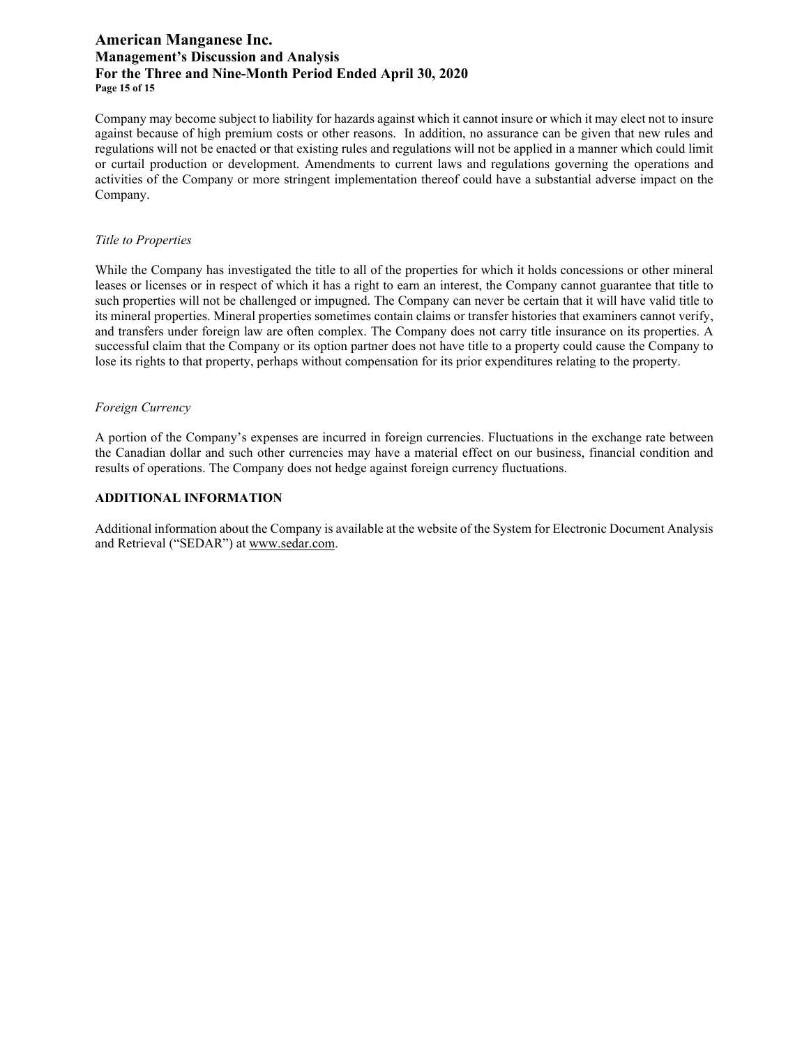Company may become subject to liability for hazards against which it cannot insure or which it may elect not to insure against because of high premium costs or other reasons. In addition, no assurance can be given that new rules and regulations will not be enacted or that existing rules and regulations will not be applied in a manner which could limit or curtail production or development. Amendments to current laws and regulations governing the operations and activities of the Company or more stringent implementation thereof could have a substantial adverse impact on the Company.

*Title to Properties*

While the Company has investigated the title to all of the properties for which it holds concessions or other mineral leases or licenses or in respect of which it has a right to earn an interest, the Company cannot guarantee that title to such properties will not be challenged or impugned. The Company can never be certain that it will have valid title to its mineral properties. Mineral properties sometimes contain claims or transfer histories that examiners cannot verify, and transfers under foreign law are often complex. The Company does not carry title insurance on its properties. A successful claim that the Company or its option partner does not have title to a property could cause the Company to lose its rights to that property, perhaps without compensation for its prior expenditures relating to the property.

*Foreign Currency*

A portion of the Company's expenses are incurred in foreign currencies. Fluctuations in the exchange rate between the Canadian dollar and such other currencies may have a material effect on our business, financial condition and results of operations. The Company does not hedge against foreign currency fluctuations.

**ADDITIONAL INFORMATION**

Additional information about the Company is available at the website of the System for Electronic Document Analysis and Retrieval ("SEDAR") at www.sedar.com.